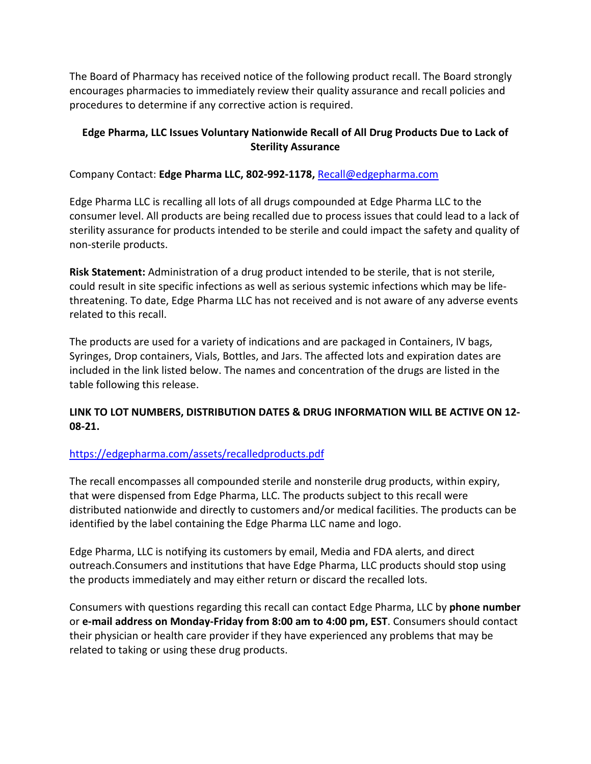The Board of Pharmacy has received notice of the following product recall. The Board strongly encourages pharmacies to immediately review their quality assurance and recall policies and procedures to determine if any corrective action is required.

**Edge Pharma, LLC Issues Voluntary Nationwide Recall of All Drug Products Due to Lack of Sterility Assurance**

Company Contact: **Edge Pharma LLC, 802-992-1178,** Recall@edgepharma.com

Edge Pharma LLC is recalling all lots of all drugs compounded at Edge Pharma LLC to the consumer level. All products are being recalled due to process issues that could lead to a lack of sterility assurance for products intended to be sterile and could impact the safety and quality of non-sterile products.

**Risk Statement:** Administration of a drug product intended to be sterile, that is not sterile, could result in site specific infections as well as serious systemic infections which may be life-threatening. To date, Edge Pharma LLC has not received and is not aware of any adverse events related to this recall.

The products are used for a variety of indications and are packaged in Containers, IV bags, Syringes, Drop containers, Vials, Bottles, and Jars. The affected lots and expiration dates are included in the link listed below. The names and concentration of the drugs are listed in the table following this release.

**LINK TO LOT NUMBERS, DISTRIBUTION DATES & DRUG INFORMATION WILL BE ACTIVE ON 12-08-21.**

https://edgepharma.com/assets/recalledproducts.pdf

The recall encompasses all compounded sterile and nonsterile drug products, within expiry, that were dispensed from Edge Pharma, LLC. The products subject to this recall were distributed nationwide and directly to customers and/or medical facilities. The products can be identified by the label containing the Edge Pharma LLC name and logo.

Edge Pharma, LLC is notifying its customers by email, Media and FDA alerts, and direct outreach.Consumers and institutions that have Edge Pharma, LLC products should stop using the products immediately and may either return or discard the recalled lots.

Consumers with questions regarding this recall can contact Edge Pharma, LLC by **phone number** or **e-mail address on Monday-Friday from 8:00 am to 4:00 pm, EST**. Consumers should contact their physician or health care provider if they have experienced any problems that may be related to taking or using these drug products.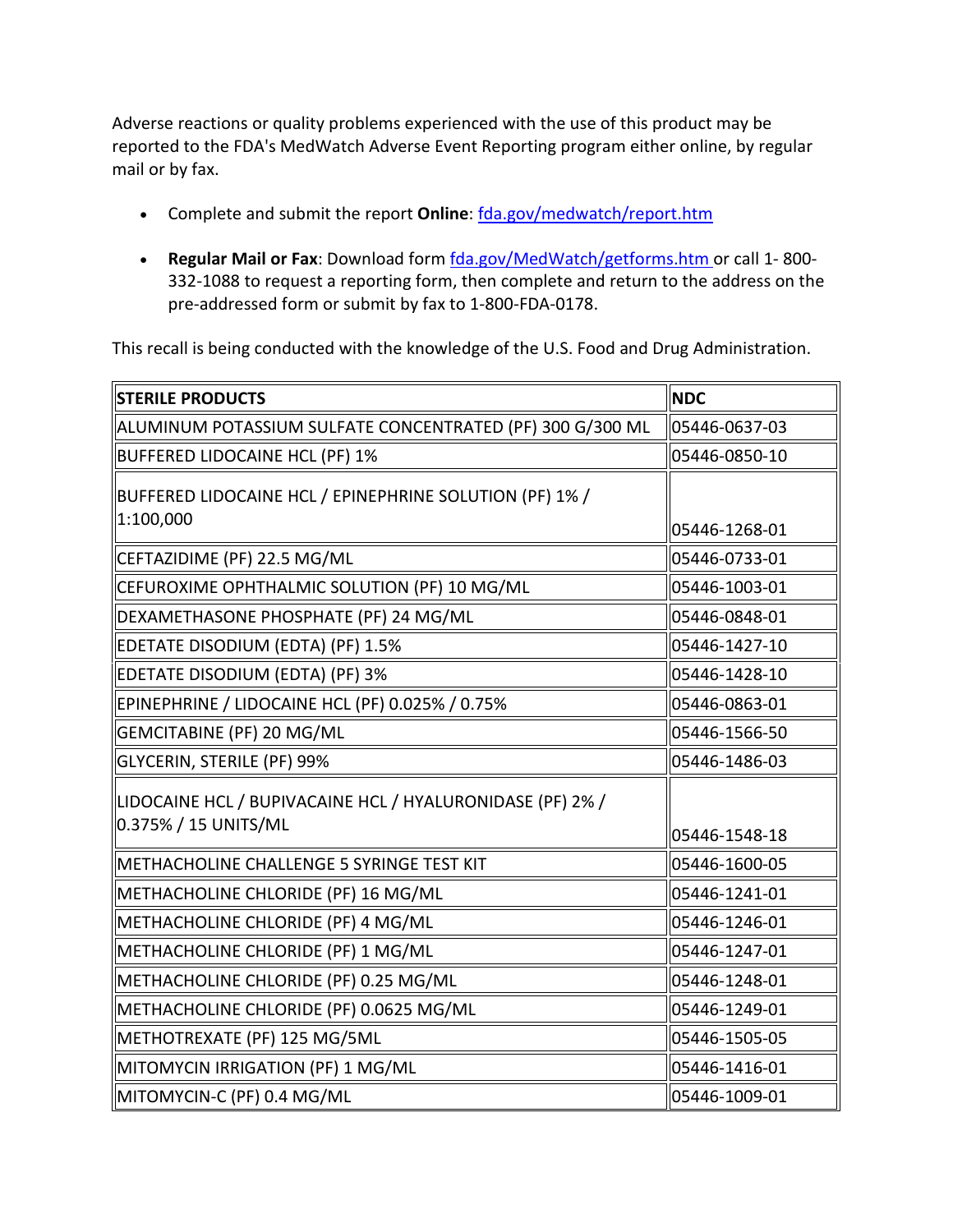Adverse reactions or quality problems experienced with the use of this product may be reported to the FDA's MedWatch Adverse Event Reporting program either online, by regular mail or by fax.

- Complete and submit the report **Online**: [fda.gov/medwatch/report.htm](fda.gov/medwatch/report.htm)
- **Regular Mail or Fax**: Download form [fda.gov/MedWatch/getforms.htm](fda.gov/MedWatch/getforms.htm) or call 1- 800-332-1088 to request a reporting form, then complete and return to the address on the pre-addressed form or submit by fax to 1-800-FDA-0178.

This recall is being conducted with the knowledge of the U.S. Food and Drug Administration.

| **STERILE PRODUCTS** | **NDC** |
|---|---|
| ALUMINUM POTASSIUM SULFATE CONCENTRATED (PF) 300 G/300 ML | 05446-0637-03 |
| BUFFERED LIDOCAINE HCL (PF) 1% | 05446-0850-10 |
| BUFFERED LIDOCAINE HCL / EPINEPHRINE SOLUTION (PF) 1% / 1:100,000 | 05446-1268-01 |
| CEFTAZIDIME (PF) 22.5 MG/ML | 05446-0733-01 |
| CEFUROXIME OPHTHALMIC SOLUTION (PF) 10 MG/ML | 05446-1003-01 |
| DEXAMETHASONE PHOSPHATE (PF) 24 MG/ML | 05446-0848-01 |
| EDETATE DISODIUM (EDTA) (PF) 1.5% | 05446-1427-10 |
| EDETATE DISODIUM (EDTA) (PF) 3% | 05446-1428-10 |
| EPINEPHRINE / LIDOCAINE HCL (PF) 0.025% / 0.75% | 05446-0863-01 |
| GEMCITABINE (PF) 20 MG/ML | 05446-1566-50 |
| GLYCERIN, STERILE (PF) 99% | 05446-1486-03 |
| LIDOCAINE HCL / BUPIVACAINE HCL / HYALURONIDASE (PF) 2% / 0.375% / 15 UNITS/ML | 05446-1548-18 |
| METHACHOLINE CHALLENGE 5 SYRINGE TEST KIT | 05446-1600-05 |
| METHACHOLINE CHLORIDE (PF) 16 MG/ML | 05446-1241-01 |
| METHACHOLINE CHLORIDE (PF) 4 MG/ML | 05446-1246-01 |
| METHACHOLINE CHLORIDE (PF) 1 MG/ML | 05446-1247-01 |
| METHACHOLINE CHLORIDE (PF) 0.25 MG/ML | 05446-1248-01 |
| METHACHOLINE CHLORIDE (PF) 0.0625 MG/ML | 05446-1249-01 |
| METHOTREXATE (PF) 125 MG/5ML | 05446-1505-05 |
| MITOMYCIN IRRIGATION (PF) 1 MG/ML | 05446-1416-01 |
| MITOMYCIN-C (PF) 0.4 MG/ML | 05446-1009-01 |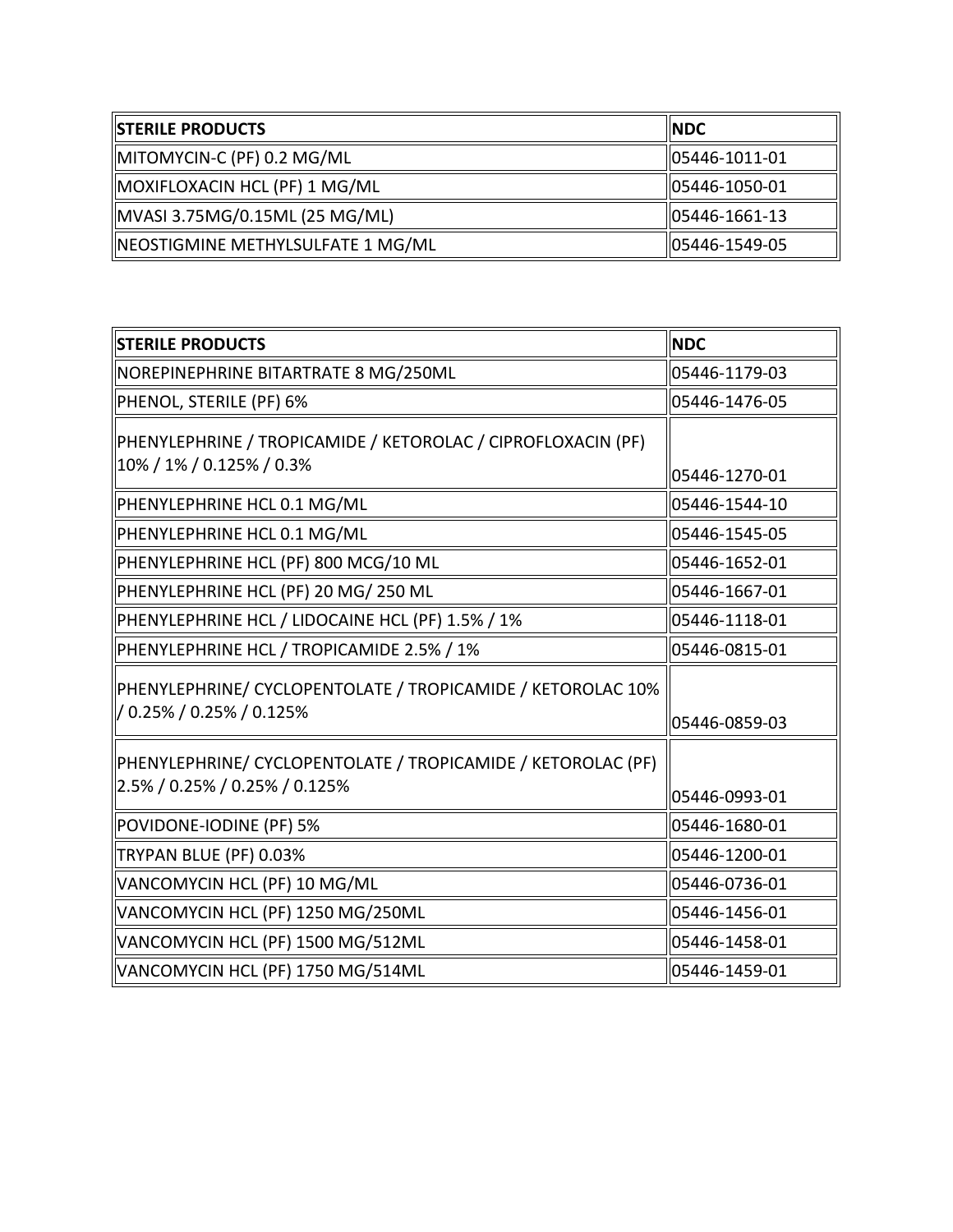| STERILE PRODUCTS | NDC |
|---|---|
| MITOMYCIN-C (PF) 0.2 MG/ML | 05446-1011-01 |
| MOXIFLOXACIN HCL (PF) 1 MG/ML | 05446-1050-01 |
| MVASI 3.75MG/0.15ML (25 MG/ML) | 05446-1661-13 |
| NEOSTIGMINE METHYLSULFATE 1 MG/ML | 05446-1549-05 |

| STERILE PRODUCTS | NDC |
|---|---|
| NOREPINEPHRINE BITARTRATE 8 MG/250ML | 05446-1179-03 |
| PHENOL, STERILE (PF) 6% | 05446-1476-05 |
| PHENYLEPHRINE / TROPICAMIDE / KETOROLAC / CIPROFLOXACIN (PF) 10% / 1% / 0.125% / 0.3% | 05446-1270-01 |
| PHENYLEPHRINE HCL 0.1 MG/ML | 05446-1544-10 |
| PHENYLEPHRINE HCL 0.1 MG/ML | 05446-1545-05 |
| PHENYLEPHRINE HCL (PF) 800 MCG/10 ML | 05446-1652-01 |
| PHENYLEPHRINE HCL (PF) 20 MG/ 250 ML | 05446-1667-01 |
| PHENYLEPHRINE HCL / LIDOCAINE HCL (PF) 1.5% / 1% | 05446-1118-01 |
| PHENYLEPHRINE HCL / TROPICAMIDE 2.5% / 1% | 05446-0815-01 |
| PHENYLEPHRINE/ CYCLOPENTOLATE / TROPICAMIDE / KETOROLAC 10% / 0.25% / 0.25% / 0.125% | 05446-0859-03 |
| PHENYLEPHRINE/ CYCLOPENTOLATE / TROPICAMIDE / KETOROLAC (PF) 2.5% / 0.25% / 0.25% / 0.125% | 05446-0993-01 |
| POVIDONE-IODINE (PF) 5% | 05446-1680-01 |
| TRYPAN BLUE (PF) 0.03% | 05446-1200-01 |
| VANCOMYCIN HCL (PF) 10 MG/ML | 05446-0736-01 |
| VANCOMYCIN HCL (PF) 1250 MG/250ML | 05446-1456-01 |
| VANCOMYCIN HCL (PF) 1500 MG/512ML | 05446-1458-01 |
| VANCOMYCIN HCL (PF) 1750 MG/514ML | 05446-1459-01 |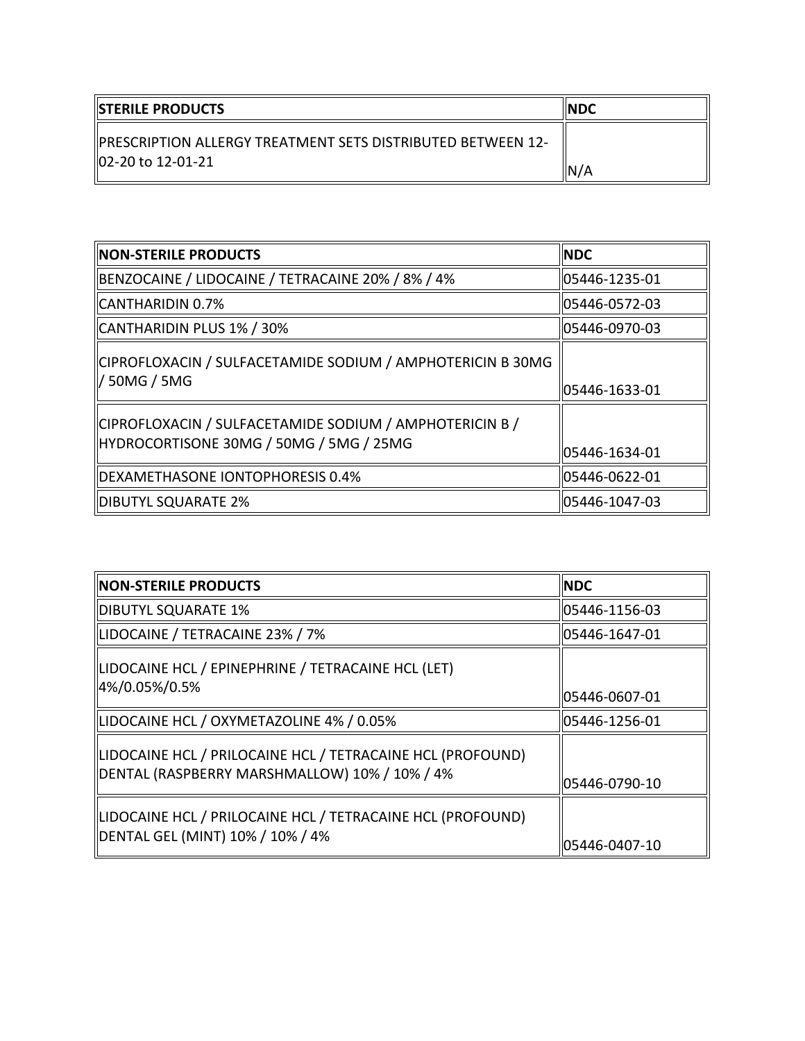| STERILE PRODUCTS | NDC |
|---|---|
| PRESCRIPTION ALLERGY TREATMENT SETS DISTRIBUTED BETWEEN 12-02-20 to 12-01-21 | N/A |

| NON-STERILE PRODUCTS | NDC |
|---|---|
| BENZOCAINE / LIDOCAINE / TETRACAINE 20% / 8% / 4% | 05446-1235-01 |
| CANTHARIDIN 0.7% | 05446-0572-03 |
| CANTHARIDIN PLUS 1% / 30% | 05446-0970-03 |
| CIPROFLOXACIN / SULFACETAMIDE SODIUM / AMPHOTERICIN B 30MG / 50MG / 5MG | 05446-1633-01 |
| CIPROFLOXACIN / SULFACETAMIDE SODIUM / AMPHOTERICIN B / HYDROCORTISONE 30MG / 50MG / 5MG / 25MG | 05446-1634-01 |
| DEXAMETHASONE IONTOPHORESIS 0.4% | 05446-0622-01 |
| DIBUTYL SQUARATE 2% | 05446-1047-03 |

| NON-STERILE PRODUCTS | NDC |
|---|---|
| DIBUTYL SQUARATE 1% | 05446-1156-03 |
| LIDOCAINE / TETRACAINE 23% / 7% | 05446-1647-01 |
| LIDOCAINE HCL / EPINEPHRINE / TETRACAINE HCL (LET) 4%/0.05%/0.5% | 05446-0607-01 |
| LIDOCAINE HCL / OXYMETAZOLINE 4% / 0.05% | 05446-1256-01 |
| LIDOCAINE HCL / PRILOCAINE HCL / TETRACAINE HCL (PROFOUND) DENTAL (RASPBERRY MARSHMALLOW) 10% / 10% / 4% | 05446-0790-10 |
| LIDOCAINE HCL / PRILOCAINE HCL / TETRACAINE HCL (PROFOUND) DENTAL GEL (MINT) 10% / 10% / 4% | 05446-0407-10 |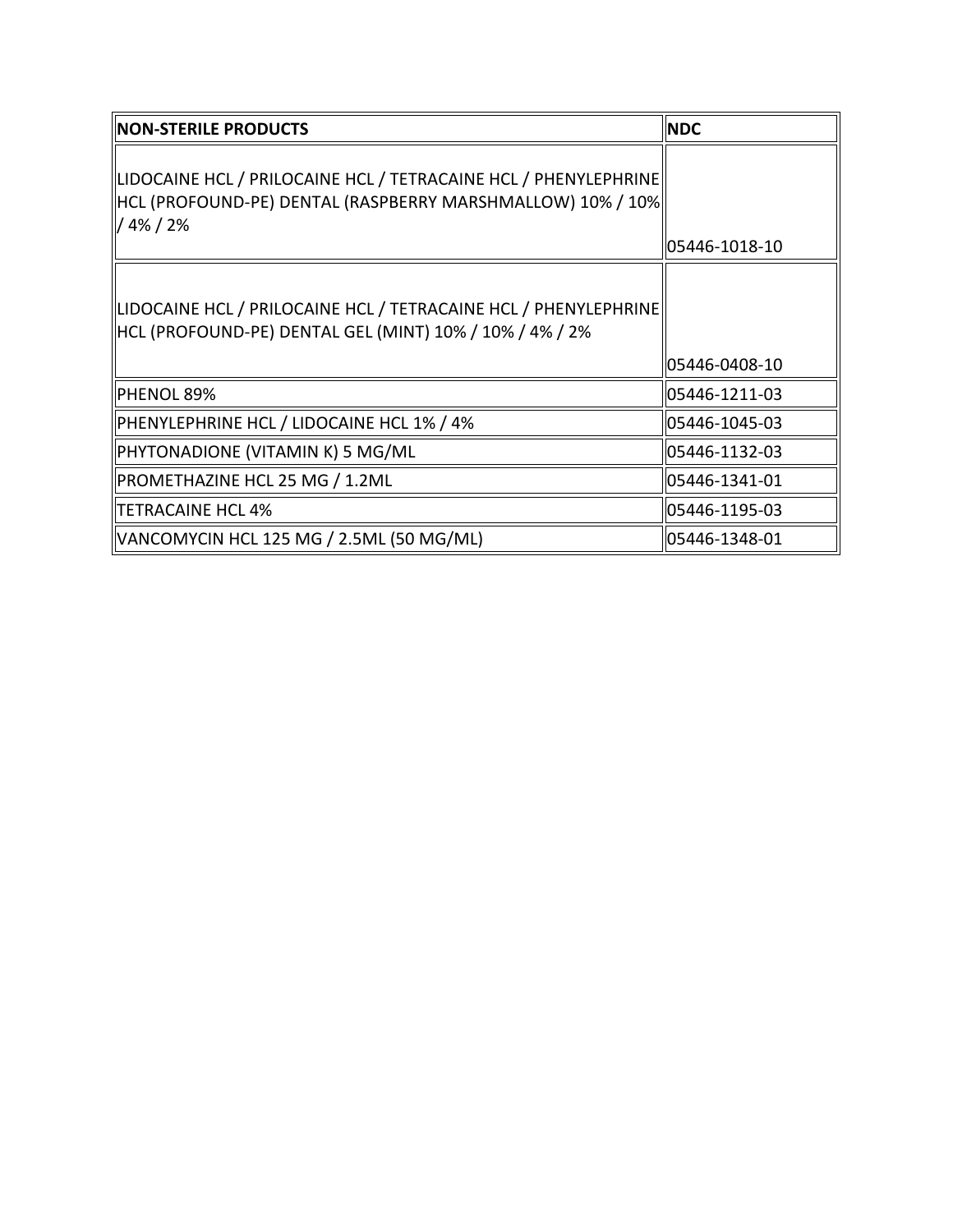| NON-STERILE PRODUCTS | NDC |
| --- | --- |
| LIDOCAINE HCL / PRILOCAINE HCL / TETRACAINE HCL / PHENYLEPHRINE HCL (PROFOUND-PE) DENTAL (RASPBERRY MARSHMALLOW) 10% / 10% / 4% / 2% | 05446-1018-10 |
| LIDOCAINE HCL / PRILOCAINE HCL / TETRACAINE HCL / PHENYLEPHRINE HCL (PROFOUND-PE) DENTAL GEL (MINT) 10% / 10% / 4% / 2% | 05446-0408-10 |
| PHENOL 89% | 05446-1211-03 |
| PHENYLEPHRINE HCL / LIDOCAINE HCL 1% / 4% | 05446-1045-03 |
| PHYTONADIONE (VITAMIN K) 5 MG/ML | 05446-1132-03 |
| PROMETHAZINE HCL 25 MG / 1.2ML | 05446-1341-01 |
| TETRACAINE HCL 4% | 05446-1195-03 |
| VANCOMYCIN HCL 125 MG / 2.5ML (50 MG/ML) | 05446-1348-01 |